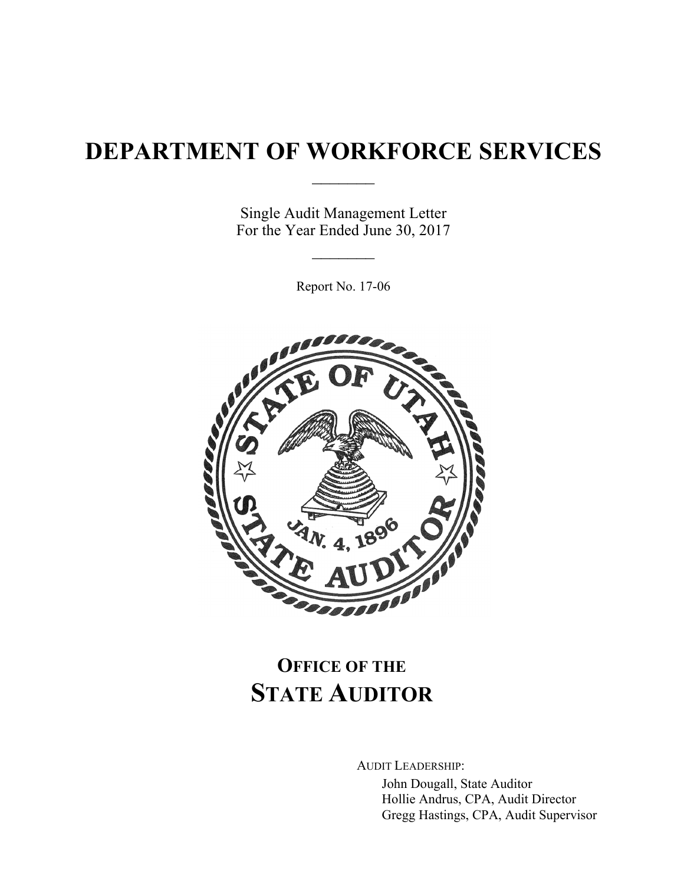# DEPARTMENT OF WORKFORCE SERVICES

Single Audit Management Letter
For the Year Ended June 30, 2017

Report No. 17-06

**OFFICE OF THE**
**STATE AUDITOR**

AUDIT LEADERSHIP:

John Dougall, State Auditor
Hollie Andrus, CPA, Audit Director
Gregg Hastings, CPA, Audit Supervisor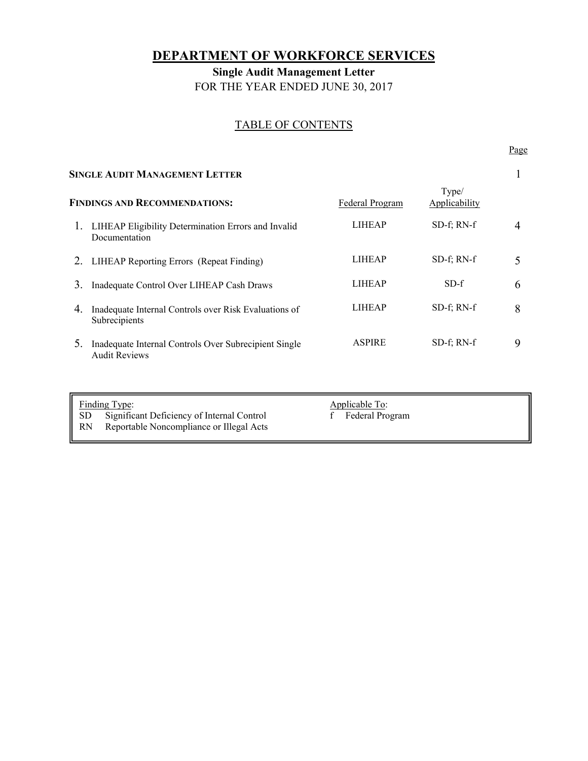# DEPARTMENT OF WORKFORCE SERVICES

## Single Audit Management Letter

FOR THE YEAR ENDED JUNE 30, 2017

### TABLE OF CONTENTS

| | Federal Program | Type/ Applicability | Page |
|---|---|---|---|
| **SINGLE AUDIT MANAGEMENT LETTER** | | | 1 |
| **FINDINGS AND RECOMMENDATIONS:** | | | |
| 1. LIHEAP Eligibility Determination Errors and Invalid Documentation | LIHEAP | SD-f; RN-f | 4 |
| 2. LIHEAP Reporting Errors (Repeat Finding) | LIHEAP | SD-f; RN-f | 5 |
| 3. Inadequate Control Over LIHEAP Cash Draws | LIHEAP | SD-f | 6 |
| 4. Inadequate Internal Controls over Risk Evaluations of Subrecipients | LIHEAP | SD-f; RN-f | 8 |
| 5. Inadequate Internal Controls Over Subrecipient Single Audit Reviews | ASPIRE | SD-f; RN-f | 9 |

| Finding Type: | Applicable To: |
|---|---|
| SD Significant Deficiency of Internal Control | f Federal Program |
| RN Reportable Noncompliance or Illegal Acts | |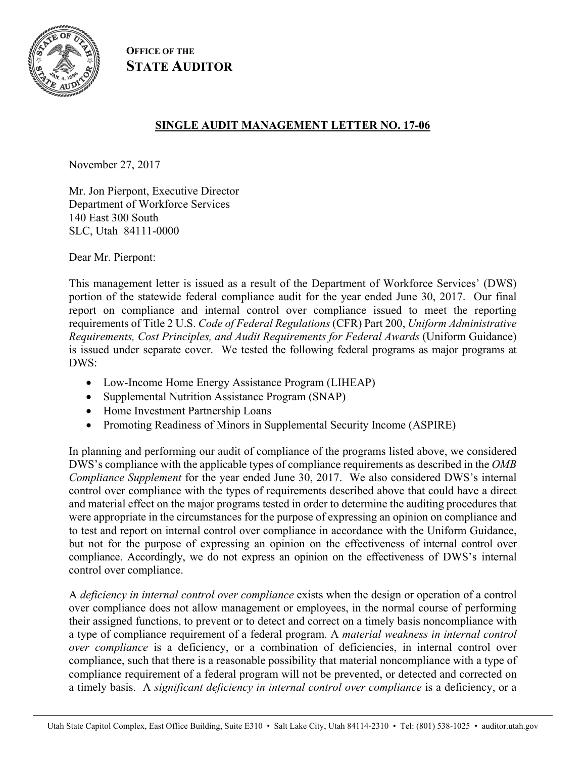**OFFICE OF THE**
**STATE AUDITOR**

## SINGLE AUDIT MANAGEMENT LETTER NO. 17-06

November 27, 2017

Mr. Jon Pierpont, Executive Director
Department of Workforce Services
140 East 300 South
SLC, Utah 84111-0000

Dear Mr. Pierpont:

This management letter is issued as a result of the Department of Workforce Services' (DWS) portion of the statewide federal compliance audit for the year ended June 30, 2017. Our final report on compliance and internal control over compliance issued to meet the reporting requirements of Title 2 U.S. *Code of Federal Regulations* (CFR) Part 200, *Uniform Administrative Requirements, Cost Principles, and Audit Requirements for Federal Awards* (Uniform Guidance) is issued under separate cover. We tested the following federal programs as major programs at DWS:

- Low-Income Home Energy Assistance Program (LIHEAP)
- Supplemental Nutrition Assistance Program (SNAP)
- Home Investment Partnership Loans
- Promoting Readiness of Minors in Supplemental Security Income (ASPIRE)

In planning and performing our audit of compliance of the programs listed above, we considered DWS's compliance with the applicable types of compliance requirements as described in the *OMB Compliance Supplement* for the year ended June 30, 2017. We also considered DWS's internal control over compliance with the types of requirements described above that could have a direct and material effect on the major programs tested in order to determine the auditing procedures that were appropriate in the circumstances for the purpose of expressing an opinion on compliance and to test and report on internal control over compliance in accordance with the Uniform Guidance, but not for the purpose of expressing an opinion on the effectiveness of internal control over compliance. Accordingly, we do not express an opinion on the effectiveness of DWS's internal control over compliance.

A *deficiency in internal control over compliance* exists when the design or operation of a control over compliance does not allow management or employees, in the normal course of performing their assigned functions, to prevent or to detect and correct on a timely basis noncompliance with a type of compliance requirement of a federal program. A *material weakness in internal control over compliance* is a deficiency, or a combination of deficiencies, in internal control over compliance, such that there is a reasonable possibility that material noncompliance with a type of compliance requirement of a federal program will not be prevented, or detected and corrected on a timely basis. A *significant deficiency in internal control over compliance* is a deficiency, or a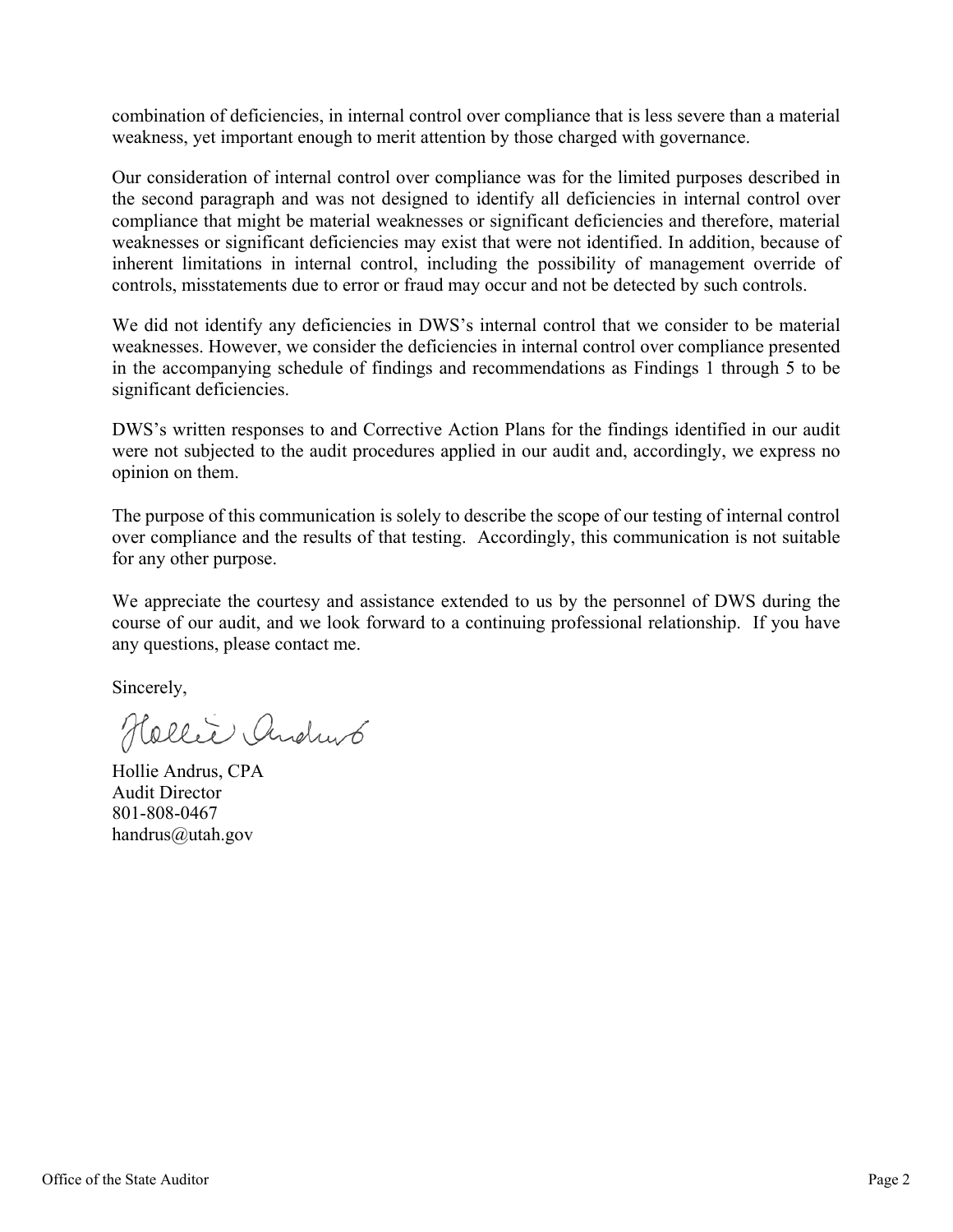combination of deficiencies, in internal control over compliance that is less severe than a material weakness, yet important enough to merit attention by those charged with governance.

Our consideration of internal control over compliance was for the limited purposes described in the second paragraph and was not designed to identify all deficiencies in internal control over compliance that might be material weaknesses or significant deficiencies and therefore, material weaknesses or significant deficiencies may exist that were not identified. In addition, because of inherent limitations in internal control, including the possibility of management override of controls, misstatements due to error or fraud may occur and not be detected by such controls.

We did not identify any deficiencies in DWS's internal control that we consider to be material weaknesses. However, we consider the deficiencies in internal control over compliance presented in the accompanying schedule of findings and recommendations as Findings 1 through 5 to be significant deficiencies.

DWS's written responses to and Corrective Action Plans for the findings identified in our audit were not subjected to the audit procedures applied in our audit and, accordingly, we express no opinion on them.

The purpose of this communication is solely to describe the scope of our testing of internal control over compliance and the results of that testing. Accordingly, this communication is not suitable for any other purpose.

We appreciate the courtesy and assistance extended to us by the personnel of DWS during the course of our audit, and we look forward to a continuing professional relationship. If you have any questions, please contact me.

Sincerely,

Hollie Andrus

Hollie Andrus, CPA
Audit Director
801-808-0467
handrus@utah.gov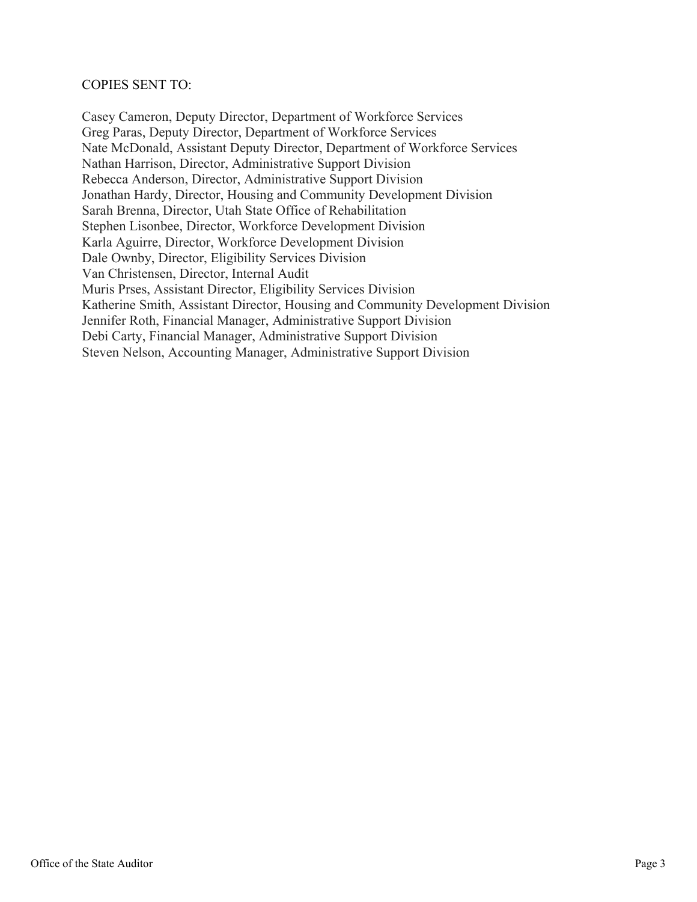COPIES SENT TO:

Casey Cameron, Deputy Director, Department of Workforce Services
Greg Paras, Deputy Director, Department of Workforce Services
Nate McDonald, Assistant Deputy Director, Department of Workforce Services
Nathan Harrison, Director, Administrative Support Division
Rebecca Anderson, Director, Administrative Support Division
Jonathan Hardy, Director, Housing and Community Development Division
Sarah Brenna, Director, Utah State Office of Rehabilitation
Stephen Lisonbee, Director, Workforce Development Division
Karla Aguirre, Director, Workforce Development Division
Dale Ownby, Director, Eligibility Services Division
Van Christensen, Director, Internal Audit
Muris Prses, Assistant Director, Eligibility Services Division
Katherine Smith, Assistant Director, Housing and Community Development Division
Jennifer Roth, Financial Manager, Administrative Support Division
Debi Carty, Financial Manager, Administrative Support Division
Steven Nelson, Accounting Manager, Administrative Support Division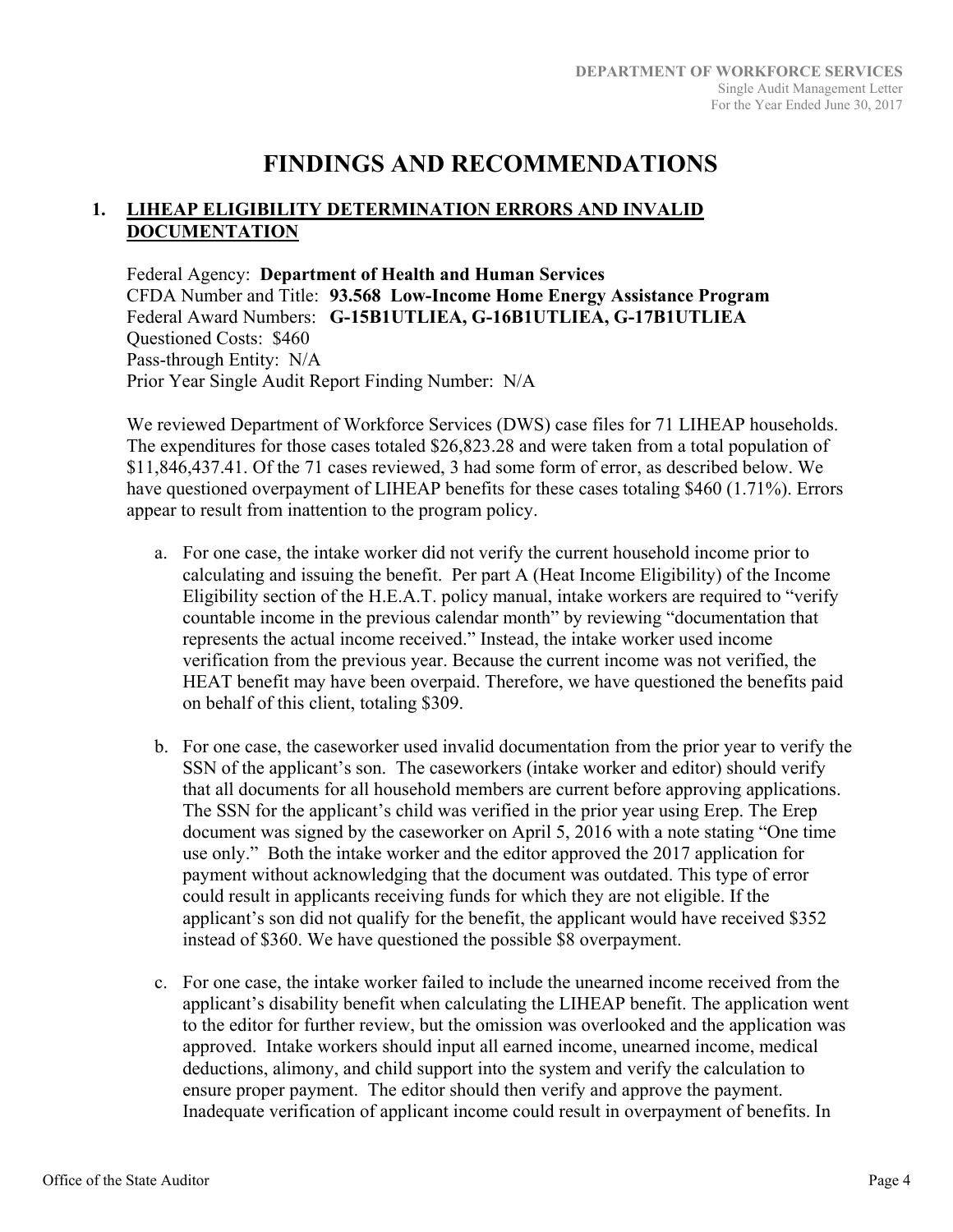# FINDINGS AND RECOMMENDATIONS

## 1. LIHEAP ELIGIBILITY DETERMINATION ERRORS AND INVALID DOCUMENTATION

Federal Agency: **Department of Health and Human Services**
CFDA Number and Title: **93.568 Low-Income Home Energy Assistance Program**
Federal Award Numbers: **G-15B1UTLIEA, G-16B1UTLIEA, G-17B1UTLIEA**
Questioned Costs: $460
Pass-through Entity: N/A
Prior Year Single Audit Report Finding Number: N/A

We reviewed Department of Workforce Services (DWS) case files for 71 LIHEAP households. The expenditures for those cases totaled $26,823.28 and were taken from a total population of $11,846,437.41. Of the 71 cases reviewed, 3 had some form of error, as described below. We have questioned overpayment of LIHEAP benefits for these cases totaling $460 (1.71%). Errors appear to result from inattention to the program policy.

a. For one case, the intake worker did not verify the current household income prior to calculating and issuing the benefit. Per part A (Heat Income Eligibility) of the Income Eligibility section of the H.E.A.T. policy manual, intake workers are required to "verify countable income in the previous calendar month" by reviewing "documentation that represents the actual income received." Instead, the intake worker used income verification from the previous year. Because the current income was not verified, the HEAT benefit may have been overpaid. Therefore, we have questioned the benefits paid on behalf of this client, totaling $309.

b. For one case, the caseworker used invalid documentation from the prior year to verify the SSN of the applicant's son. The caseworkers (intake worker and editor) should verify that all documents for all household members are current before approving applications. The SSN for the applicant's child was verified in the prior year using Erep. The Erep document was signed by the caseworker on April 5, 2016 with a note stating "One time use only." Both the intake worker and the editor approved the 2017 application for payment without acknowledging that the document was outdated. This type of error could result in applicants receiving funds for which they are not eligible. If the applicant's son did not qualify for the benefit, the applicant would have received $352 instead of $360. We have questioned the possible $8 overpayment.

c. For one case, the intake worker failed to include the unearned income received from the applicant's disability benefit when calculating the LIHEAP benefit. The application went to the editor for further review, but the omission was overlooked and the application was approved. Intake workers should input all earned income, unearned income, medical deductions, alimony, and child support into the system and verify the calculation to ensure proper payment. The editor should then verify and approve the payment. Inadequate verification of applicant income could result in overpayment of benefits. In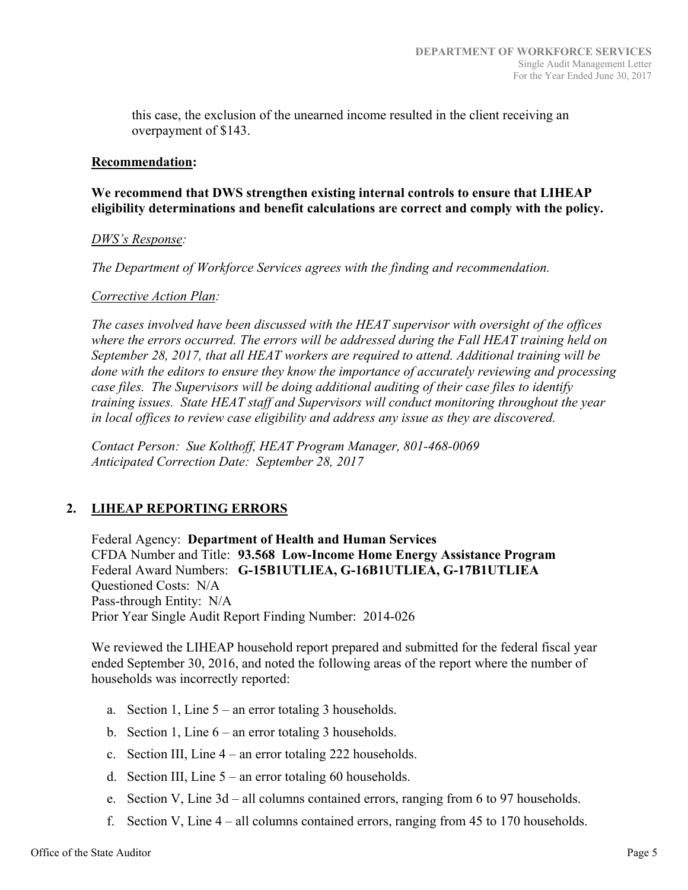this case, the exclusion of the unearned income resulted in the client receiving an overpayment of $143.

**Recommendation:**

**We recommend that DWS strengthen existing internal controls to ensure that LIHEAP eligibility determinations and benefit calculations are correct and comply with the policy.**

*DWS's Response:*

*The Department of Workforce Services agrees with the finding and recommendation.*

*Corrective Action Plan:*

*The cases involved have been discussed with the HEAT supervisor with oversight of the offices where the errors occurred. The errors will be addressed during the Fall HEAT training held on September 28, 2017, that all HEAT workers are required to attend. Additional training will be done with the editors to ensure they know the importance of accurately reviewing and processing case files. The Supervisors will be doing additional auditing of their case files to identify training issues. State HEAT staff and Supervisors will conduct monitoring throughout the year in local offices to review case eligibility and address any issue as they are discovered.*

*Contact Person: Sue Kolthoff, HEAT Program Manager, 801-468-0069*
*Anticipated Correction Date: September 28, 2017*

## 2. LIHEAP REPORTING ERRORS

Federal Agency: **Department of Health and Human Services**
CFDA Number and Title: **93.568 Low-Income Home Energy Assistance Program**
Federal Award Numbers: **G-15B1UTLIEA, G-16B1UTLIEA, G-17B1UTLIEA**
Questioned Costs: N/A
Pass-through Entity: N/A
Prior Year Single Audit Report Finding Number: 2014-026

We reviewed the LIHEAP household report prepared and submitted for the federal fiscal year ended September 30, 2016, and noted the following areas of the report where the number of households was incorrectly reported:

a. Section 1, Line 5 – an error totaling 3 households.
b. Section 1, Line 6 – an error totaling 3 households.
c. Section III, Line 4 – an error totaling 222 households.
d. Section III, Line 5 – an error totaling 60 households.
e. Section V, Line 3d – all columns contained errors, ranging from 6 to 97 households.
f. Section V, Line 4 – all columns contained errors, ranging from 45 to 170 households.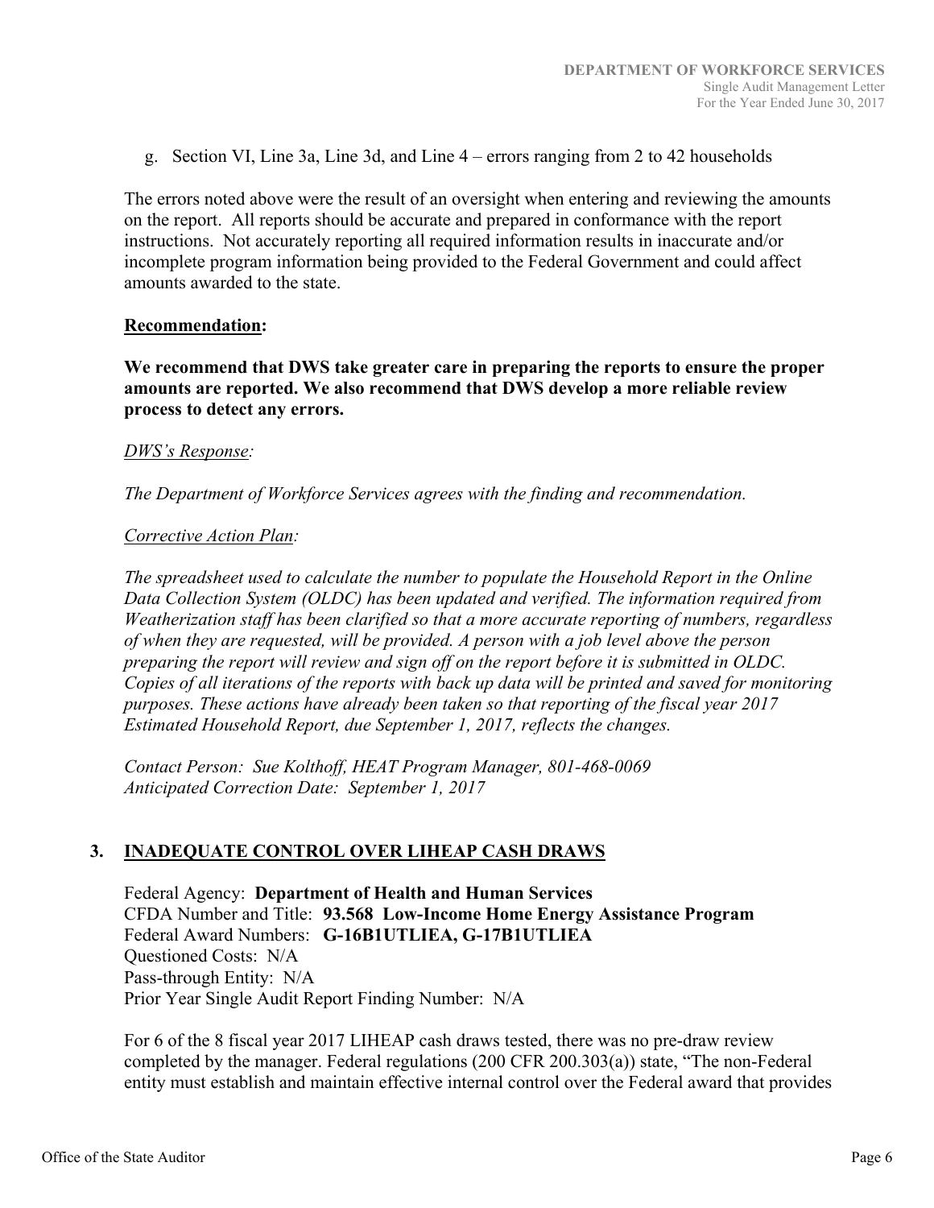g. Section VI, Line 3a, Line 3d, and Line 4 – errors ranging from 2 to 42 households

The errors noted above were the result of an oversight when entering and reviewing the amounts on the report. All reports should be accurate and prepared in conformance with the report instructions. Not accurately reporting all required information results in inaccurate and/or incomplete program information being provided to the Federal Government and could affect amounts awarded to the state.

**Recommendation:**

**We recommend that DWS take greater care in preparing the reports to ensure the proper amounts are reported. We also recommend that DWS develop a more reliable review process to detect any errors.**

*DWS's Response:*

*The Department of Workforce Services agrees with the finding and recommendation.*

*Corrective Action Plan:*

*The spreadsheet used to calculate the number to populate the Household Report in the Online Data Collection System (OLDC) has been updated and verified. The information required from Weatherization staff has been clarified so that a more accurate reporting of numbers, regardless of when they are requested, will be provided. A person with a job level above the person preparing the report will review and sign off on the report before it is submitted in OLDC. Copies of all iterations of the reports with back up data will be printed and saved for monitoring purposes. These actions have already been taken so that reporting of the fiscal year 2017 Estimated Household Report, due September 1, 2017, reflects the changes.*

*Contact Person: Sue Kolthoff, HEAT Program Manager, 801-468-0069*
*Anticipated Correction Date: September 1, 2017*

## 3. INADEQUATE CONTROL OVER LIHEAP CASH DRAWS

Federal Agency: **Department of Health and Human Services**
CFDA Number and Title: **93.568 Low-Income Home Energy Assistance Program**
Federal Award Numbers: **G-16B1UTLIEA, G-17B1UTLIEA**
Questioned Costs: N/A
Pass-through Entity: N/A
Prior Year Single Audit Report Finding Number: N/A

For 6 of the 8 fiscal year 2017 LIHEAP cash draws tested, there was no pre-draw review completed by the manager. Federal regulations (200 CFR 200.303(a)) state, "The non-Federal entity must establish and maintain effective internal control over the Federal award that provides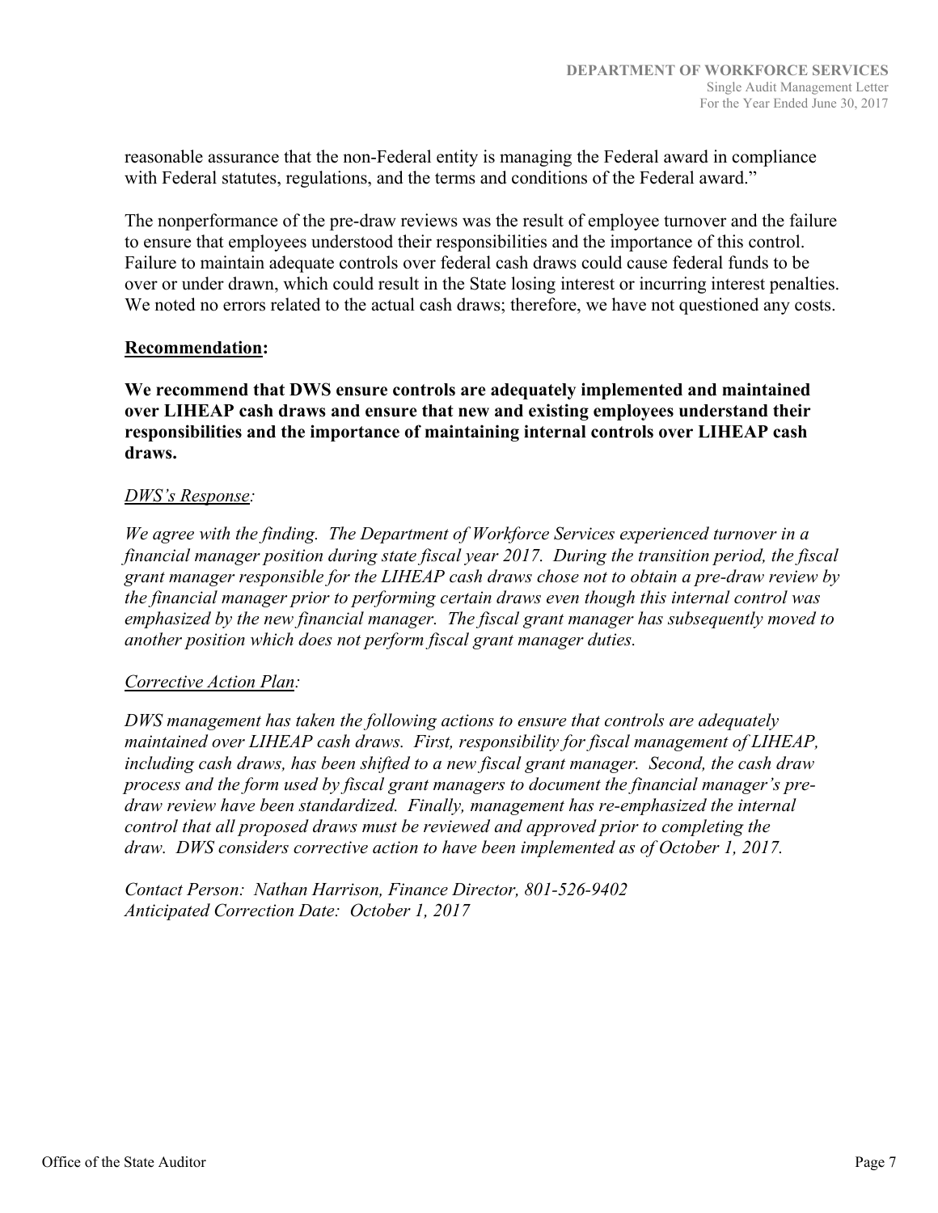reasonable assurance that the non-Federal entity is managing the Federal award in compliance with Federal statutes, regulations, and the terms and conditions of the Federal award."

The nonperformance of the pre-draw reviews was the result of employee turnover and the failure to ensure that employees understood their responsibilities and the importance of this control. Failure to maintain adequate controls over federal cash draws could cause federal funds to be over or under drawn, which could result in the State losing interest or incurring interest penalties. We noted no errors related to the actual cash draws; therefore, we have not questioned any costs.

**Recommendation:**

**We recommend that DWS ensure controls are adequately implemented and maintained over LIHEAP cash draws and ensure that new and existing employees understand their responsibilities and the importance of maintaining internal controls over LIHEAP cash draws.**

*DWS's Response:*

*We agree with the finding. The Department of Workforce Services experienced turnover in a financial manager position during state fiscal year 2017. During the transition period, the fiscal grant manager responsible for the LIHEAP cash draws chose not to obtain a pre-draw review by the financial manager prior to performing certain draws even though this internal control was emphasized by the new financial manager. The fiscal grant manager has subsequently moved to another position which does not perform fiscal grant manager duties.*

*Corrective Action Plan:*

*DWS management has taken the following actions to ensure that controls are adequately maintained over LIHEAP cash draws. First, responsibility for fiscal management of LIHEAP, including cash draws, has been shifted to a new fiscal grant manager. Second, the cash draw process and the form used by fiscal grant managers to document the financial manager's pre-draw review have been standardized. Finally, management has re-emphasized the internal control that all proposed draws must be reviewed and approved prior to completing the draw. DWS considers corrective action to have been implemented as of October 1, 2017.*

*Contact Person: Nathan Harrison, Finance Director, 801-526-9402*
*Anticipated Correction Date: October 1, 2017*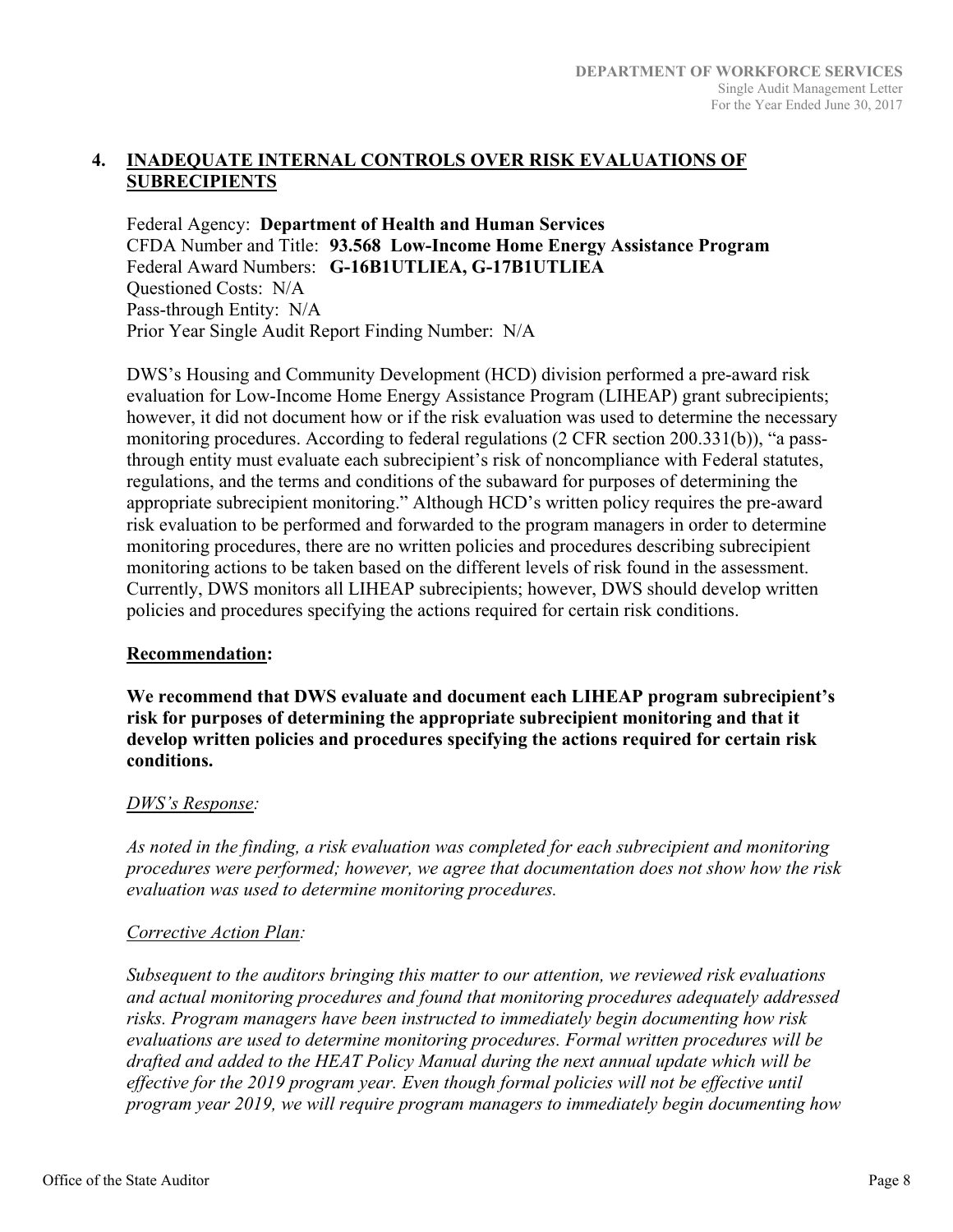## 4. INADEQUATE INTERNAL CONTROLS OVER RISK EVALUATIONS OF SUBRECIPIENTS

Federal Agency: **Department of Health and Human Services**
CFDA Number and Title: **93.568 Low-Income Home Energy Assistance Program**
Federal Award Numbers: **G-16B1UTLIEA, G-17B1UTLIEA**
Questioned Costs: N/A
Pass-through Entity: N/A
Prior Year Single Audit Report Finding Number: N/A

DWS's Housing and Community Development (HCD) division performed a pre-award risk evaluation for Low-Income Home Energy Assistance Program (LIHEAP) grant subrecipients; however, it did not document how or if the risk evaluation was used to determine the necessary monitoring procedures. According to federal regulations (2 CFR section 200.331(b)), "a pass-through entity must evaluate each subrecipient's risk of noncompliance with Federal statutes, regulations, and the terms and conditions of the subaward for purposes of determining the appropriate subrecipient monitoring." Although HCD's written policy requires the pre-award risk evaluation to be performed and forwarded to the program managers in order to determine monitoring procedures, there are no written policies and procedures describing subrecipient monitoring actions to be taken based on the different levels of risk found in the assessment. Currently, DWS monitors all LIHEAP subrecipients; however, DWS should develop written policies and procedures specifying the actions required for certain risk conditions.

**Recommendation:**

**We recommend that DWS evaluate and document each LIHEAP program subrecipient's risk for purposes of determining the appropriate subrecipient monitoring and that it develop written policies and procedures specifying the actions required for certain risk conditions.**

*DWS's Response:*

*As noted in the finding, a risk evaluation was completed for each subrecipient and monitoring procedures were performed; however, we agree that documentation does not show how the risk evaluation was used to determine monitoring procedures.*

*Corrective Action Plan:*

*Subsequent to the auditors bringing this matter to our attention, we reviewed risk evaluations and actual monitoring procedures and found that monitoring procedures adequately addressed risks. Program managers have been instructed to immediately begin documenting how risk evaluations are used to determine monitoring procedures. Formal written procedures will be drafted and added to the HEAT Policy Manual during the next annual update which will be effective for the 2019 program year. Even though formal policies will not be effective until program year 2019, we will require program managers to immediately begin documenting how*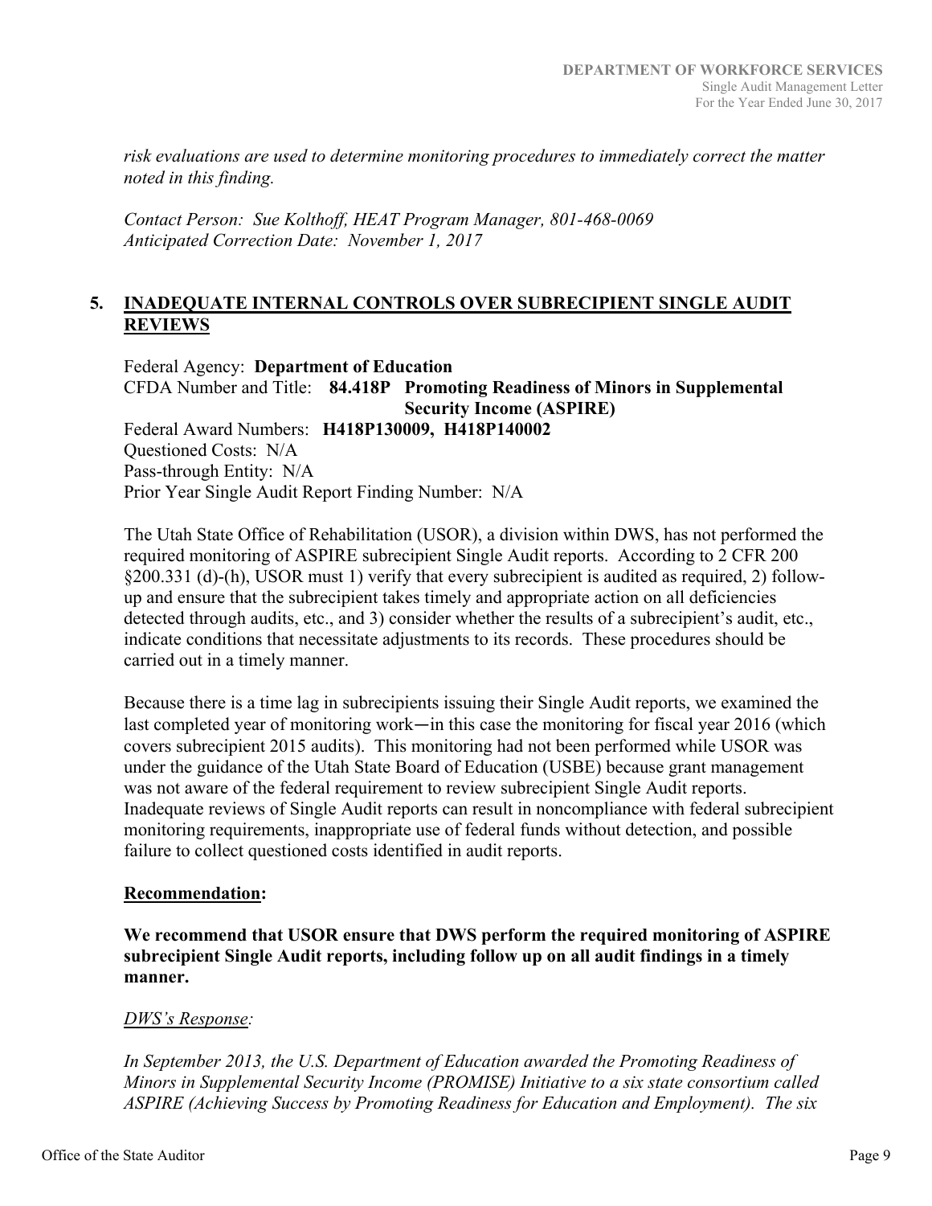*risk evaluations are used to determine monitoring procedures to immediately correct the matter noted in this finding.*

*Contact Person: Sue Kolthoff, HEAT Program Manager, 801-468-0069*
*Anticipated Correction Date: November 1, 2017*

## 5. INADEQUATE INTERNAL CONTROLS OVER SUBRECIPIENT SINGLE AUDIT REVIEWS

Federal Agency: **Department of Education**
CFDA Number and Title: **84.418P Promoting Readiness of Minors in Supplemental Security Income (ASPIRE)**
Federal Award Numbers: **H418P130009, H418P140002**
Questioned Costs: N/A
Pass-through Entity: N/A
Prior Year Single Audit Report Finding Number: N/A

The Utah State Office of Rehabilitation (USOR), a division within DWS, has not performed the required monitoring of ASPIRE subrecipient Single Audit reports. According to 2 CFR 200 §200.331 (d)-(h), USOR must 1) verify that every subrecipient is audited as required, 2) follow-up and ensure that the subrecipient takes timely and appropriate action on all deficiencies detected through audits, etc., and 3) consider whether the results of a subrecipient's audit, etc., indicate conditions that necessitate adjustments to its records. These procedures should be carried out in a timely manner.

Because there is a time lag in subrecipients issuing their Single Audit reports, we examined the last completed year of monitoring work—in this case the monitoring for fiscal year 2016 (which covers subrecipient 2015 audits). This monitoring had not been performed while USOR was under the guidance of the Utah State Board of Education (USBE) because grant management was not aware of the federal requirement to review subrecipient Single Audit reports. Inadequate reviews of Single Audit reports can result in noncompliance with federal subrecipient monitoring requirements, inappropriate use of federal funds without detection, and possible failure to collect questioned costs identified in audit reports.

**Recommendation:**

**We recommend that USOR ensure that DWS perform the required monitoring of ASPIRE subrecipient Single Audit reports, including follow up on all audit findings in a timely manner.**

*DWS's Response:*

*In September 2013, the U.S. Department of Education awarded the Promoting Readiness of Minors in Supplemental Security Income (PROMISE) Initiative to a six state consortium called ASPIRE (Achieving Success by Promoting Readiness for Education and Employment). The six*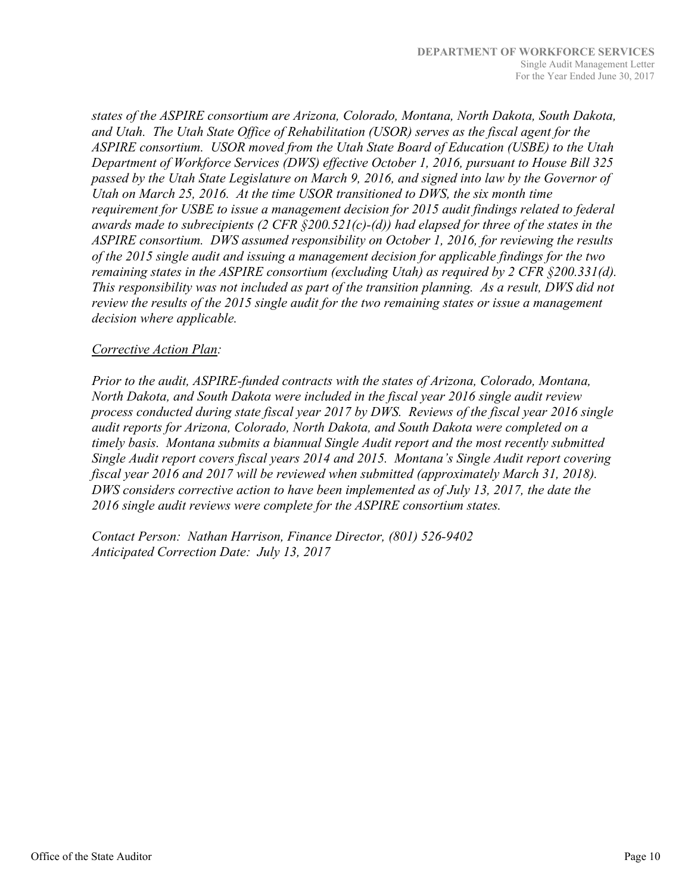*states of the ASPIRE consortium are Arizona, Colorado, Montana, North Dakota, South Dakota, and Utah. The Utah State Office of Rehabilitation (USOR) serves as the fiscal agent for the ASPIRE consortium. USOR moved from the Utah State Board of Education (USBE) to the Utah Department of Workforce Services (DWS) effective October 1, 2016, pursuant to House Bill 325 passed by the Utah State Legislature on March 9, 2016, and signed into law by the Governor of Utah on March 25, 2016. At the time USOR transitioned to DWS, the six month time requirement for USBE to issue a management decision for 2015 audit findings related to federal awards made to subrecipients (2 CFR §200.521(c)-(d)) had elapsed for three of the states in the ASPIRE consortium. DWS assumed responsibility on October 1, 2016, for reviewing the results of the 2015 single audit and issuing a management decision for applicable findings for the two remaining states in the ASPIRE consortium (excluding Utah) as required by 2 CFR §200.331(d). This responsibility was not included as part of the transition planning. As a result, DWS did not review the results of the 2015 single audit for the two remaining states or issue a management decision where applicable.*

*<u>Corrective Action Plan</u>:*

*Prior to the audit, ASPIRE-funded contracts with the states of Arizona, Colorado, Montana, North Dakota, and South Dakota were included in the fiscal year 2016 single audit review process conducted during state fiscal year 2017 by DWS. Reviews of the fiscal year 2016 single audit reports for Arizona, Colorado, North Dakota, and South Dakota were completed on a timely basis. Montana submits a biannual Single Audit report and the most recently submitted Single Audit report covers fiscal years 2014 and 2015. Montana's Single Audit report covering fiscal year 2016 and 2017 will be reviewed when submitted (approximately March 31, 2018). DWS considers corrective action to have been implemented as of July 13, 2017, the date the 2016 single audit reviews were complete for the ASPIRE consortium states.*

*Contact Person: Nathan Harrison, Finance Director, (801) 526-9402*
*Anticipated Correction Date: July 13, 2017*